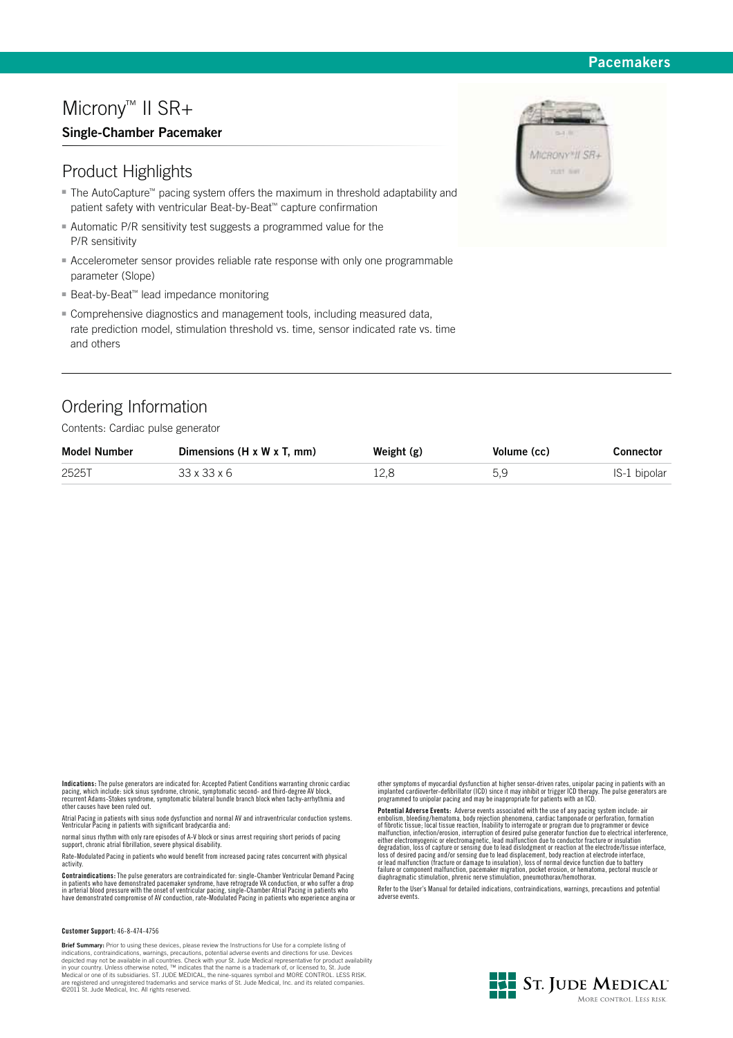Pacemakers

# Microny™ II SR+

### Single-Chamber Pacemaker

## Product Highlights

- The AutoCapture™ pacing system offers the maximum in threshold adaptability and patient safety with ventricular Beat-by-Beat™ capture confirmation
- Automatic P/R sensitivity test suggests a programmed value for the P/R sensitivity
- Accelerometer sensor provides reliable rate response with only one programmable parameter (Slope)
- Beat-by-Beat™ lead impedance monitoring
- Comprehensive diagnostics and management tools, including measured data, rate prediction model, stimulation threshold vs. time, sensor indicated rate vs. time and others

## Ordering Information

Contents: Cardiac pulse generator

| Model Number | Dimensions (H x W x T, mm) | Weight (g) | Volume (cc) | Connector |
|---|---|---|---|---|
| 2525T | 33 x 33 x 6 | 12,8 | 5,9 | IS-1 bipolar |

**Indications:** The pulse generators are indicated for: Accepted Patient Conditions warranting chronic cardiac pacing, which include: sick sinus syndrome, chronic, symptomatic second- and third-degree AV block, recurrent Adams-Stokes syndrome, symptomatic bilateral bundle branch block when tachy-arrhythmia and other causes have been ruled out.

Atrial Pacing in patients with sinus node dysfunction and normal AV and intraventricular conduction systems. Ventricular Pacing in patients with significant bradycardia and:

normal sinus rhythm with only rare episodes of A-V block or sinus arrest requiring short periods of pacing support, chronic atrial fibrillation, severe physical disability.

Rate-Modulated Pacing in patients who would benefit from increased pacing rates concurrent with physical activity.

**Contraindications:** The pulse generators are contraindicated for: single-Chamber Ventricular Demand Pacing in patients who have demonstrated pacemaker syndrome, have retrograde VA conduction, or who suffer a drop in arterial blood pressure with the onset of ventricular pacing, single-Chamber Atrial Pacing in patients who have demonstrated compromise of AV conduction, rate-Modulated Pacing in patients who experience angina or other symptoms of myocardial dysfunction at higher sensor-driven rates, unipolar pacing in patients with an implanted cardioverter-defibrillator (ICD) since it may inhibit or trigger ICD therapy. The pulse generators are programmed to unipolar pacing and may be inappropriate for patients with an ICD.

**Potential Adverse Events:** Adverse events associated with the use of any pacing system include: air embolism, bleeding/hematoma, body rejection phenomena, cardiac tamponade or perforation, formation of fibrotic tissue; local tissue reaction, Inability to interrogate or program due to programmer or device malfunction, infection/erosion, interruption of desired pulse generator function due to electrical interference, either electromyogenic or electromagnetic, lead malfunction due to conductor fracture or insulation degradation, loss of capture or sensing due to lead dislodgment or reaction at the electrode/tissue interface, loss of desired pacing and/or sensing due to lead displacement, body reaction at electrode interface, or lead malfunction (fracture or damage to insulation), loss of normal device function due to battery failure or component malfunction, pacemaker migration, pocket erosion, or hematoma, pectoral muscle or diaphragmatic stimulation, phrenic nerve stimulation, pneumothorax/hemothorax.

Refer to the User's Manual for detailed indications, contraindications, warnings, precautions and potential adverse events.

**Customer Support:** 46-8-474-4756

**Brief Summary:** Prior to using these devices, please review the Instructions for Use for a complete listing of indications, contraindications, warnings, precautions, potential adverse events and directions for use. Devices depicted may not be available in all countries. Check with your St. Jude Medical representative for product availability in your country. Unless otherwise noted, ™ indicates that the name is a trademark of, or licensed to, St. Jude Medical or one of its subsidiaries. ST. JUDE MEDICAL, the nine-squares symbol and MORE CONTROL. LESS RISK. are registered and unregistered trademarks and service marks of St. Jude Medical, Inc. and its related companies. ©2011 St. Jude Medical, Inc. All rights reserved.

ST. JUDE MEDICAL
MORE CONTROL. LESS RISK.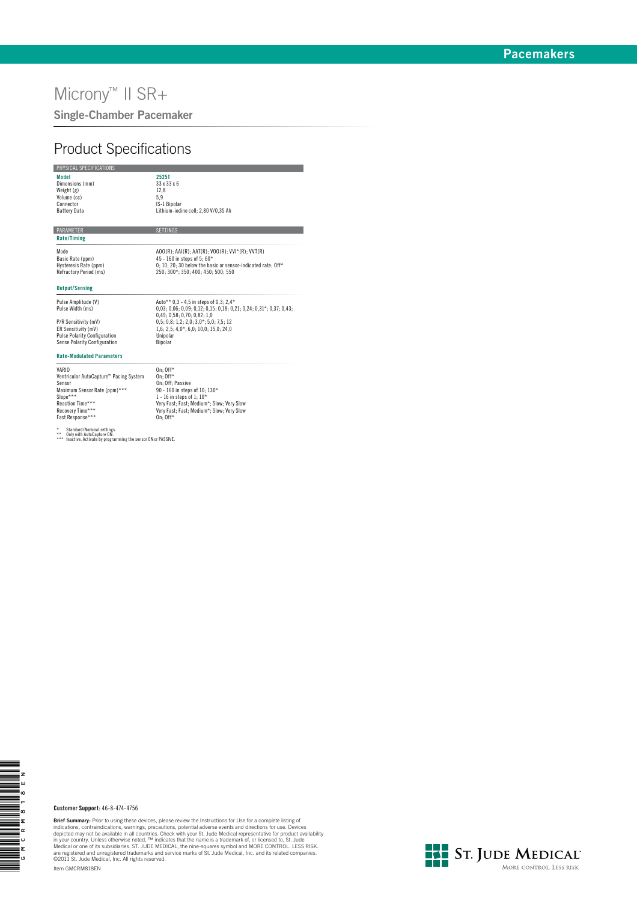**Pacemakers**

# Microny™ II SR+

## Single-Chamber Pacemaker

## Product Specifications

| PHYSICAL SPECIFICATIONS | |
|---|---|
| **Model** | **2525T** |
| Dimensions (mm) | 33 x 33 x 6 |
| Weight (g) | 12,8 |
| Volume (cc) | 5,9 |
| Connector | IS-1 Bipolar |
| Battery Data | Lithium-iodine cell; 2,80 V/0,35 Ah |

| PARAMETER | SETTINGS |
|---|---|
| **Rate/Timing** | |
| Mode | AOO(R); AAI(R); AAT(R); VOO(R); VVI*(R); VVT(R) |
| Basic Rate (ppm) | 45 - 160 in steps of 5; 60* |
| Hysteresis Rate (ppm) | 0; 10; 20; 30 below the basic or sensor-indicated rate; Off* |
| Refractory Period (ms) | 250; 300*; 350; 400; 450; 500; 550 |
| **Output/Sensing** | |
| Pulse Amplitude (V) | Auto** 0,3 - 4,5 in steps of 0,3; 2,4* |
| Pulse Width (ms) | 0,03; 0,06; 0,09; 0,12; 0,15; 0,18; 0,21; 0,24; 0,31*; 0,37; 0,43; 0,49; 0,58; 0,70; 0,82; 1,0 |
| P/R Sensitivity (mV) | 0,5; 0,8; 1,2; 2,0; 3,0*; 5,0; 7,5; 12 |
| ER Sensitivity (mV) | 1,6; 2,5; 4,0*; 6,0; 10,0; 15,0; 24,0 |
| Pulse Polarity Configuration | Unipolar |
| Sense Polarity Configuration | Bipolar |
| **Rate-Modulated Parameters** | |
| VARIO | On; Off* |
| Ventricular AutoCapture™ Pacing System | On; Off* |
| Sensor | On; Off; Passive |
| Maximum Sensor Rate (ppm)*** | 90 - 160 in steps of 10; 130* |
| Slope*** | 1 - 16 in steps of 1; 10* |
| Reaction Time*** | Very Fast; Fast; Medium*; Slow; Very Slow |
| Recovery Time*** | Very Fast; Fast; Medium*; Slow; Very Slow |
| Fast Response*** | On; Off* |

\* Standard/Nominal settings.
\*\* Only with AutoCapture ON.
\*\*\* Inactive. Activate by programming the sensor ON or PASSIVE.

**Customer Support:** 46-8-474-4756

**Brief Summary:** Prior to using these devices, please review the Instructions for Use for a complete listing of indications, contraindications, warnings, precautions, potential adverse events and directions for use. Devices depicted may not be available in all countries. Check with your St. Jude Medical representative for product availability in your country. Unless otherwise noted, ™ indicates that the name is a trademark of, or licensed to, St. Jude Medical or one of its subsidiaries. ST. JUDE MEDICAL, the nine-squares symbol and MORE CONTROL. LESS RISK. are registered and unregistered trademarks and service marks of St. Jude Medical, Inc. and its related companies.
©2011 St. Jude Medical, Inc. All rights reserved.

Item GMCRM818EN

ST. JUDE MEDICAL™
MORE CONTROL. LESS RISK.